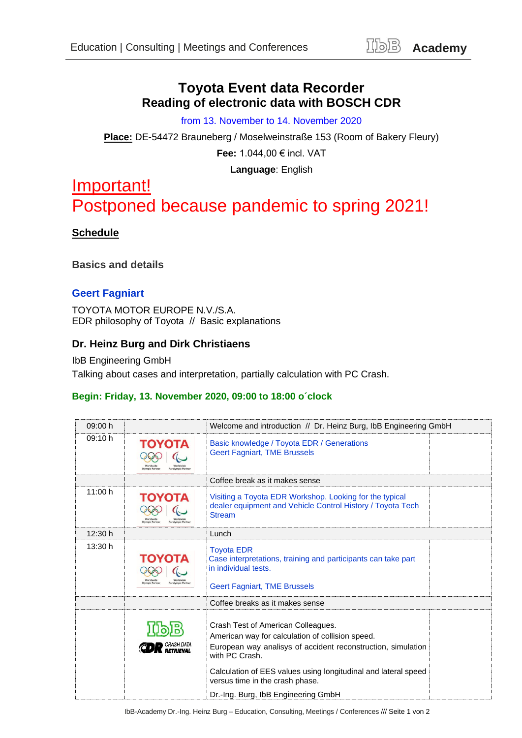# Toyota Event data Recorder
## Reading of electronic data with BOSCH CDR

from 13. November to 14. November 2020

**Place:** DE-54472 Brauneberg / Moselweinstraße 153 (Room of Bakery Fleury)

**Fee:** 1.044,00 € incl. VAT

**Language**: English

# Important!
# Postponed because pandemic to spring 2021!

**Schedule**

### Basics and details

### Geert Fagniart

TOYOTA MOTOR EUROPE N.V./S.A.
EDR philosophy of Toyota // Basic explanations

### Dr. Heinz Burg and Dirk Christiaens

IbB Engineering GmbH
Talking about cases and interpretation, partially calculation with PC Crash.

**Begin: Friday, 13. November 2020, 09:00 to 18:00 o´clock**

| Time | | Topic | |
|---|---|---|---|
| 09:00 h | | Welcome and introduction // Dr. Heinz Burg, IbB Engineering GmbH | |
| 09:10 h | TOYOTA | Basic knowledge / Toyota EDR / Generations<br>Geert Fagniart, TME Brussels | |
| | | Coffee break as it makes sense | |
| 11:00 h | TOYOTA | Visiting a Toyota EDR Workshop. Looking for the typical dealer equipment and Vehicle Control History / Toyota Tech Stream | |
| 12:30 h | | Lunch | |
| 13:30 h | TOYOTA | Toyota EDR<br>Case interpretations, training and participants can take part in individual tests.<br><br>Geert Fagniart, TME Brussels | |
| | | Coffee breaks as it makes sense | |
| | IbB / CDR Crash Data Retrieval | Crash Test of American Colleagues.<br>American way for calculation of collision speed.<br>European way analisys of accident reconstruction, simulation with PC Crash.<br><br>Calculation of EES values using longitudinal and lateral speed versus time in the crash phase.<br><br>Dr.-Ing. Burg, IbB Engineering GmbH | |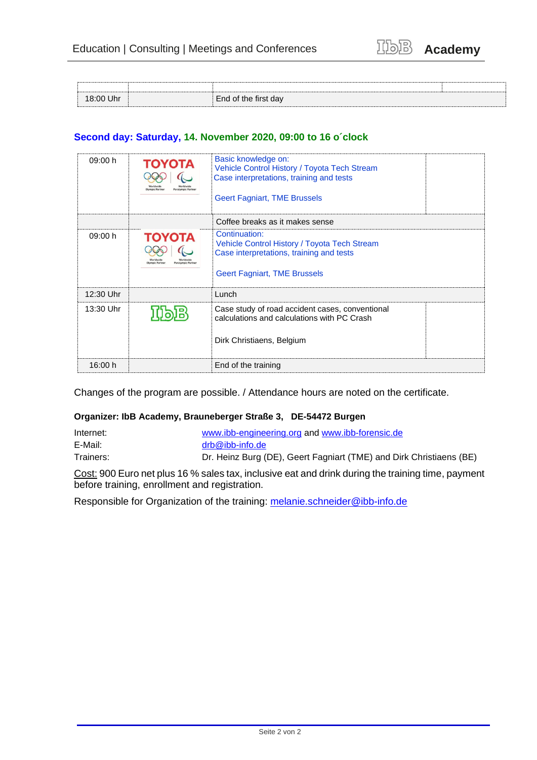| | | | |
|---|---|---|---|
| 18:00 Uhr | | End of the first day | |

## Second day: Saturday, 14. November 2020, 09:00 to 16 o´clock

| | | | |
|---|---|---|---|
| 09:00 h | TOYOTA | Basic knowledge on:<br>Vehicle Control History / Toyota Tech Stream<br>Case interpretations, training and tests<br><br>Geert Fagniart, TME Brussels | |
| | | Coffee breaks as it makes sense | |
| 09:00 h | TOYOTA | Continuation:<br>Vehicle Control History / Toyota Tech Stream<br>Case interpretations, training and tests<br><br>Geert Fagniart, TME Brussels | |
| 12:30 Uhr | | Lunch | |
| 13:30 Uhr | IbB | Case study of road accident cases, conventional calculations and calculations with PC Crash<br><br>Dirk Christiaens, Belgium | |
| 16:00 h | | End of the training | |

Changes of the program are possible. / Attendance hours are noted on the certificate.

**Organizer: IbB Academy, Brauneberger Straße 3, DE-54472 Burgen**

Internet: www.ibb-engineering.org and www.ibb-forensic.de
E-Mail: drb@ibb-info.de
Trainers: Dr. Heinz Burg (DE), Geert Fagniart (TME) and Dirk Christiaens (BE)

Cost: 900 Euro net plus 16 % sales tax, inclusive eat and drink during the training time, payment before training, enrollment and registration.

Responsible for Organization of the training: melanie.schneider@ibb-info.de